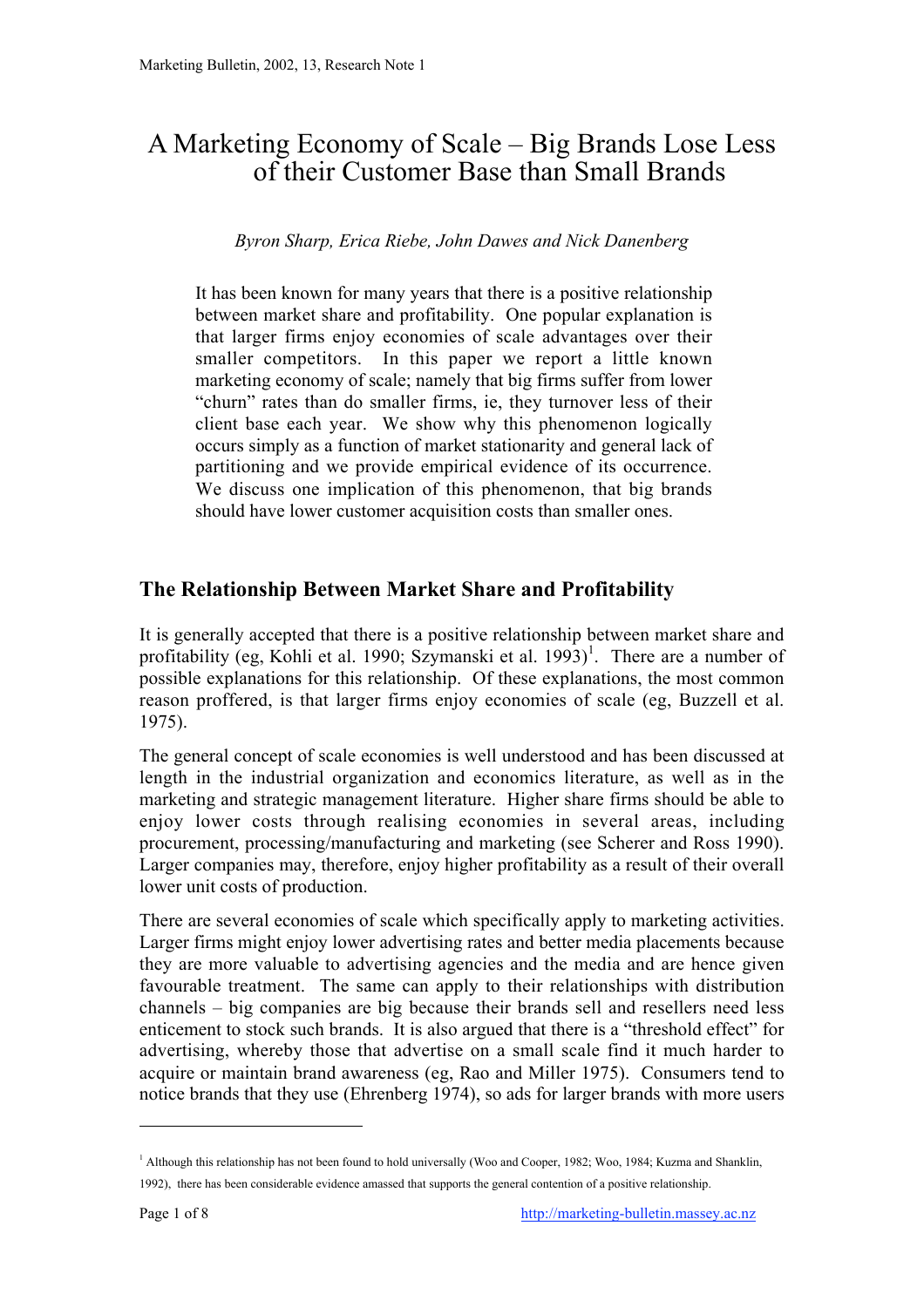# A Marketing Economy of Scale – Big Brands Lose Less of their Customer Base than Small Brands

*Byron Sharp, Erica Riebe, John Dawes and Nick Danenberg*

It has been known for many years that there is a positive relationship between market share and profitability. One popular explanation is that larger firms enjoy economies of scale advantages over their smaller competitors. In this paper we report a little known marketing economy of scale; namely that big firms suffer from lower "churn" rates than do smaller firms, ie, they turnover less of their client base each year. We show why this phenomenon logically occurs simply as a function of market stationarity and general lack of partitioning and we provide empirical evidence of its occurrence. We discuss one implication of this phenomenon, that big brands should have lower customer acquisition costs than smaller ones.

## The Relationship Between Market Share and Profitability

It is generally accepted that there is a positive relationship between market share and profitability (eg, Kohli et al. 1990; Szymanski et al. 1993)[1]. There are a number of possible explanations for this relationship. Of these explanations, the most common reason proffered, is that larger firms enjoy economies of scale (eg, Buzzell et al. 1975).

The general concept of scale economies is well understood and has been discussed at length in the industrial organization and economics literature, as well as in the marketing and strategic management literature. Higher share firms should be able to enjoy lower costs through realising economies in several areas, including procurement, processing/manufacturing and marketing (see Scherer and Ross 1990). Larger companies may, therefore, enjoy higher profitability as a result of their overall lower unit costs of production.

There are several economies of scale which specifically apply to marketing activities. Larger firms might enjoy lower advertising rates and better media placements because they are more valuable to advertising agencies and the media and are hence given favourable treatment. The same can apply to their relationships with distribution channels – big companies are big because their brands sell and resellers need less enticement to stock such brands. It is also argued that there is a "threshold effect" for advertising, whereby those that advertise on a small scale find it much harder to acquire or maintain brand awareness (eg, Rao and Miller 1975). Consumers tend to notice brands that they use (Ehrenberg 1974), so ads for larger brands with more users

[1] Although this relationship has not been found to hold universally (Woo and Cooper, 1982; Woo, 1984; Kuzma and Shanklin, 1992), there has been considerable evidence amassed that supports the general contention of a positive relationship.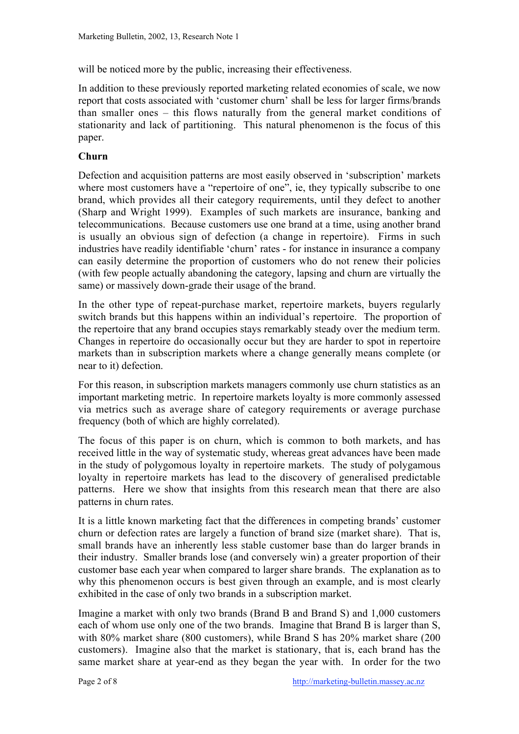will be noticed more by the public, increasing their effectiveness.

In addition to these previously reported marketing related economies of scale, we now report that costs associated with 'customer churn' shall be less for larger firms/brands than smaller ones – this flows naturally from the general market conditions of stationarity and lack of partitioning. This natural phenomenon is the focus of this paper.

**Churn**

Defection and acquisition patterns are most easily observed in 'subscription' markets where most customers have a "repertoire of one", ie, they typically subscribe to one brand, which provides all their category requirements, until they defect to another (Sharp and Wright 1999). Examples of such markets are insurance, banking and telecommunications. Because customers use one brand at a time, using another brand is usually an obvious sign of defection (a change in repertoire). Firms in such industries have readily identifiable 'churn' rates - for instance in insurance a company can easily determine the proportion of customers who do not renew their policies (with few people actually abandoning the category, lapsing and churn are virtually the same) or massively down-grade their usage of the brand.

In the other type of repeat-purchase market, repertoire markets, buyers regularly switch brands but this happens within an individual's repertoire. The proportion of the repertoire that any brand occupies stays remarkably steady over the medium term. Changes in repertoire do occasionally occur but they are harder to spot in repertoire markets than in subscription markets where a change generally means complete (or near to it) defection.

For this reason, in subscription markets managers commonly use churn statistics as an important marketing metric. In repertoire markets loyalty is more commonly assessed via metrics such as average share of category requirements or average purchase frequency (both of which are highly correlated).

The focus of this paper is on churn, which is common to both markets, and has received little in the way of systematic study, whereas great advances have been made in the study of polygomous loyalty in repertoire markets. The study of polygamous loyalty in repertoire markets has lead to the discovery of generalised predictable patterns. Here we show that insights from this research mean that there are also patterns in churn rates.

It is a little known marketing fact that the differences in competing brands' customer churn or defection rates are largely a function of brand size (market share). That is, small brands have an inherently less stable customer base than do larger brands in their industry. Smaller brands lose (and conversely win) a greater proportion of their customer base each year when compared to larger share brands. The explanation as to why this phenomenon occurs is best given through an example, and is most clearly exhibited in the case of only two brands in a subscription market.

Imagine a market with only two brands (Brand B and Brand S) and 1,000 customers each of whom use only one of the two brands. Imagine that Brand B is larger than S, with 80% market share (800 customers), while Brand S has 20% market share (200 customers). Imagine also that the market is stationary, that is, each brand has the same market share at year-end as they began the year with. In order for the two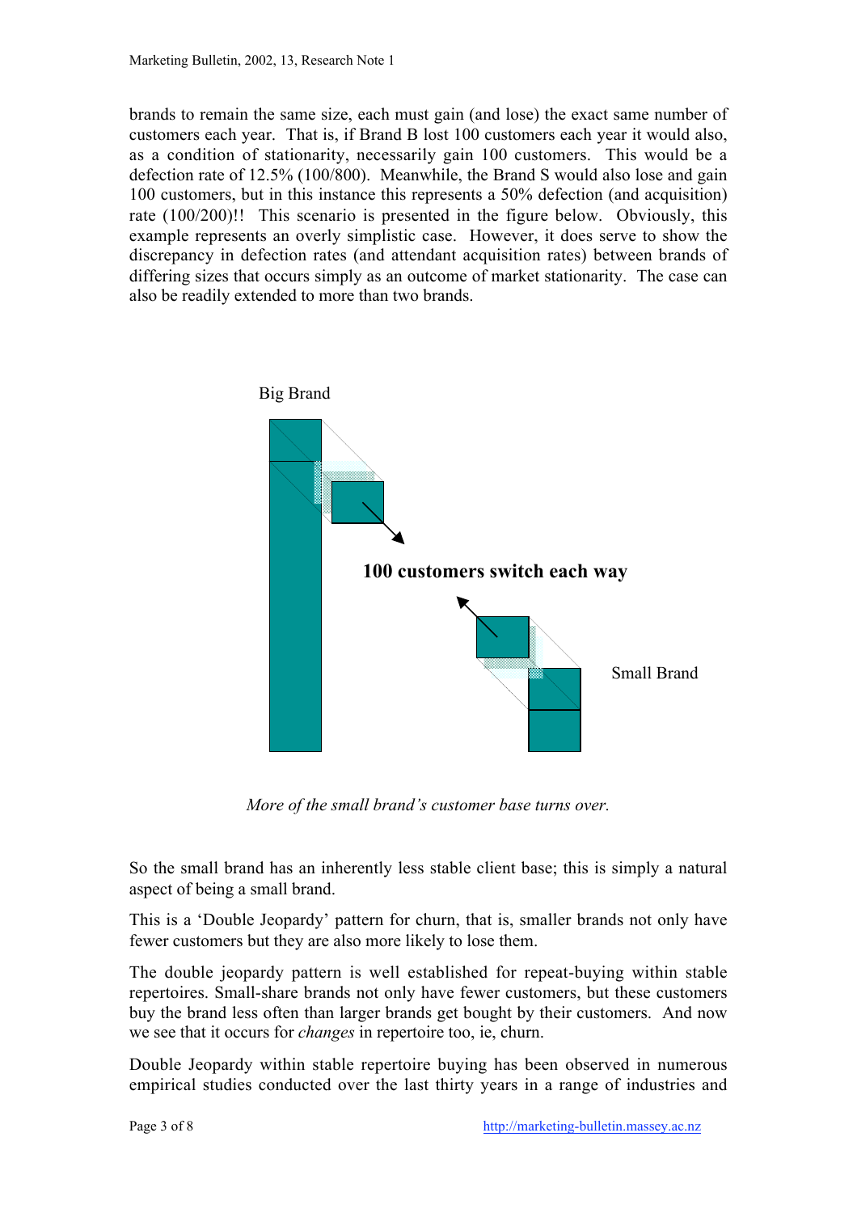brands to remain the same size, each must gain (and lose) the exact same number of customers each year. That is, if Brand B lost 100 customers each year it would also, as a condition of stationarity, necessarily gain 100 customers. This would be a defection rate of 12.5% (100/800). Meanwhile, the Brand S would also lose and gain 100 customers, but in this instance this represents a 50% defection (and acquisition) rate (100/200)!! This scenario is presented in the figure below. Obviously, this example represents an overly simplistic case. However, it does serve to show the discrepancy in defection rates (and attendant acquisition rates) between brands of differing sizes that occurs simply as an outcome of market stationarity. The case can also be readily extended to more than two brands.

Big Brand

**100 customers switch each way**

Small Brand

*More of the small brand's customer base turns over.*

So the small brand has an inherently less stable client base; this is simply a natural aspect of being a small brand.

This is a 'Double Jeopardy' pattern for churn, that is, smaller brands not only have fewer customers but they are also more likely to lose them.

The double jeopardy pattern is well established for repeat-buying within stable repertoires. Small-share brands not only have fewer customers, but these customers buy the brand less often than larger brands get bought by their customers. And now we see that it occurs for *changes* in repertoire too, ie, churn.

Double Jeopardy within stable repertoire buying has been observed in numerous empirical studies conducted over the last thirty years in a range of industries and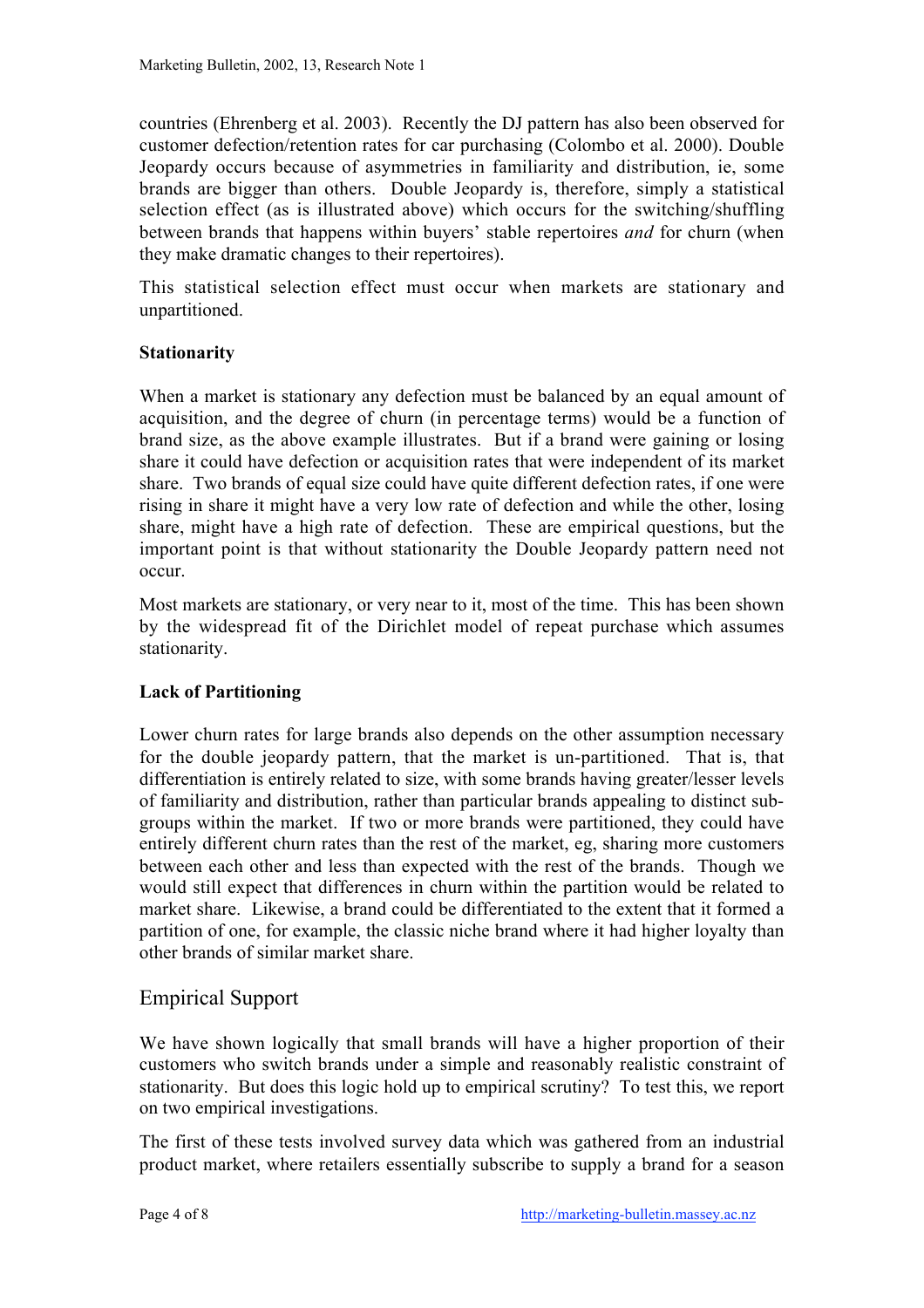countries (Ehrenberg et al. 2003). Recently the DJ pattern has also been observed for customer defection/retention rates for car purchasing (Colombo et al. 2000). Double Jeopardy occurs because of asymmetries in familiarity and distribution, ie, some brands are bigger than others. Double Jeopardy is, therefore, simply a statistical selection effect (as is illustrated above) which occurs for the switching/shuffling between brands that happens within buyers' stable repertoires *and* for churn (when they make dramatic changes to their repertoires).

This statistical selection effect must occur when markets are stationary and unpartitioned.

### Stationarity

When a market is stationary any defection must be balanced by an equal amount of acquisition, and the degree of churn (in percentage terms) would be a function of brand size, as the above example illustrates. But if a brand were gaining or losing share it could have defection or acquisition rates that were independent of its market share. Two brands of equal size could have quite different defection rates, if one were rising in share it might have a very low rate of defection and while the other, losing share, might have a high rate of defection. These are empirical questions, but the important point is that without stationarity the Double Jeopardy pattern need not occur.

Most markets are stationary, or very near to it, most of the time. This has been shown by the widespread fit of the Dirichlet model of repeat purchase which assumes stationarity.

### Lack of Partitioning

Lower churn rates for large brands also depends on the other assumption necessary for the double jeopardy pattern, that the market is un-partitioned. That is, that differentiation is entirely related to size, with some brands having greater/lesser levels of familiarity and distribution, rather than particular brands appealing to distinct sub-groups within the market. If two or more brands were partitioned, they could have entirely different churn rates than the rest of the market, eg, sharing more customers between each other and less than expected with the rest of the brands. Though we would still expect that differences in churn within the partition would be related to market share. Likewise, a brand could be differentiated to the extent that it formed a partition of one, for example, the classic niche brand where it had higher loyalty than other brands of similar market share.

## Empirical Support

We have shown logically that small brands will have a higher proportion of their customers who switch brands under a simple and reasonably realistic constraint of stationarity. But does this logic hold up to empirical scrutiny? To test this, we report on two empirical investigations.

The first of these tests involved survey data which was gathered from an industrial product market, where retailers essentially subscribe to supply a brand for a season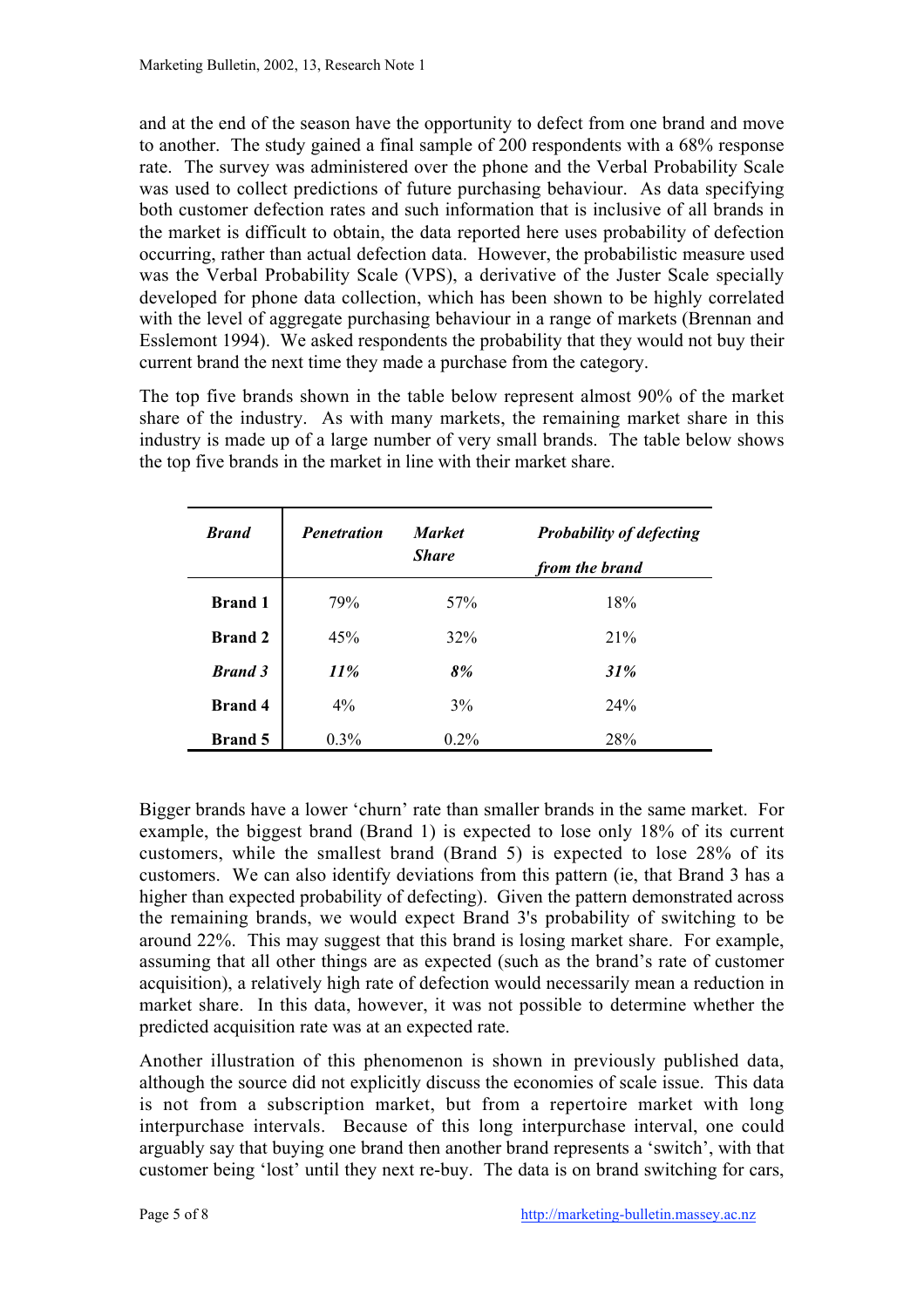and at the end of the season have the opportunity to defect from one brand and move to another. The study gained a final sample of 200 respondents with a 68% response rate. The survey was administered over the phone and the Verbal Probability Scale was used to collect predictions of future purchasing behaviour. As data specifying both customer defection rates and such information that is inclusive of all brands in the market is difficult to obtain, the data reported here uses probability of defection occurring, rather than actual defection data. However, the probabilistic measure used was the Verbal Probability Scale (VPS), a derivative of the Juster Scale specially developed for phone data collection, which has been shown to be highly correlated with the level of aggregate purchasing behaviour in a range of markets (Brennan and Esslemont 1994). We asked respondents the probability that they would not buy their current brand the next time they made a purchase from the category.

The top five brands shown in the table below represent almost 90% of the market share of the industry. As with many markets, the remaining market share in this industry is made up of a large number of very small brands. The table below shows the top five brands in the market in line with their market share.

| ***Brand*** | ***Penetration*** | ***Market Share*** | ***Probability of defecting from the brand*** |
|---|---|---|---|
| **Brand 1** | 79% | 57% | 18% |
| **Brand 2** | 45% | 32% | 21% |
| ***Brand 3*** | ***11%*** | ***8%*** | ***31%*** |
| **Brand 4** | 4% | 3% | 24% |
| **Brand 5** | 0.3% | 0.2% | 28% |

Bigger brands have a lower 'churn' rate than smaller brands in the same market. For example, the biggest brand (Brand 1) is expected to lose only 18% of its current customers, while the smallest brand (Brand 5) is expected to lose 28% of its customers. We can also identify deviations from this pattern (ie, that Brand 3 has a higher than expected probability of defecting). Given the pattern demonstrated across the remaining brands, we would expect Brand 3's probability of switching to be around 22%. This may suggest that this brand is losing market share. For example, assuming that all other things are as expected (such as the brand's rate of customer acquisition), a relatively high rate of defection would necessarily mean a reduction in market share. In this data, however, it was not possible to determine whether the predicted acquisition rate was at an expected rate.

Another illustration of this phenomenon is shown in previously published data, although the source did not explicitly discuss the economies of scale issue. This data is not from a subscription market, but from a repertoire market with long interpurchase intervals. Because of this long interpurchase interval, one could arguably say that buying one brand then another brand represents a 'switch', with that customer being 'lost' until they next re-buy. The data is on brand switching for cars,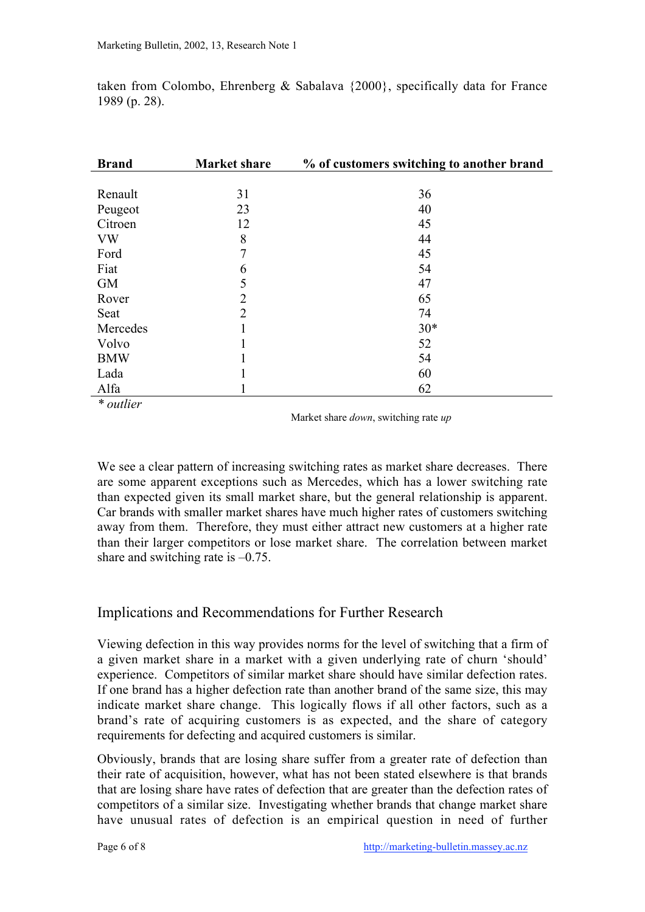taken from Colombo, Ehrenberg & Sabalava {2000}, specifically data for France 1989 (p. 28).

| Brand | Market share | % of customers switching to another brand |
|---|---|---|
| Renault | 31 | 36 |
| Peugeot | 23 | 40 |
| Citroen | 12 | 45 |
| VW | 8 | 44 |
| Ford | 7 | 45 |
| Fiat | 6 | 54 |
| GM | 5 | 47 |
| Rover | 2 | 65 |
| Seat | 2 | 74 |
| Mercedes | 1 | 30* |
| Volvo | 1 | 52 |
| BMW | 1 | 54 |
| Lada | 1 | 60 |
| Alfa | 1 | 62 |

*\* outlier*

Market share *down*, switching rate *up*

We see a clear pattern of increasing switching rates as market share decreases. There are some apparent exceptions such as Mercedes, which has a lower switching rate than expected given its small market share, but the general relationship is apparent. Car brands with smaller market shares have much higher rates of customers switching away from them. Therefore, they must either attract new customers at a higher rate than their larger competitors or lose market share. The correlation between market share and switching rate is –0.75.

## Implications and Recommendations for Further Research

Viewing defection in this way provides norms for the level of switching that a firm of a given market share in a market with a given underlying rate of churn 'should' experience. Competitors of similar market share should have similar defection rates. If one brand has a higher defection rate than another brand of the same size, this may indicate market share change. This logically flows if all other factors, such as a brand's rate of acquiring customers is as expected, and the share of category requirements for defecting and acquired customers is similar.

Obviously, brands that are losing share suffer from a greater rate of defection than their rate of acquisition, however, what has not been stated elsewhere is that brands that are losing share have rates of defection that are greater than the defection rates of competitors of a similar size. Investigating whether brands that change market share have unusual rates of defection is an empirical question in need of further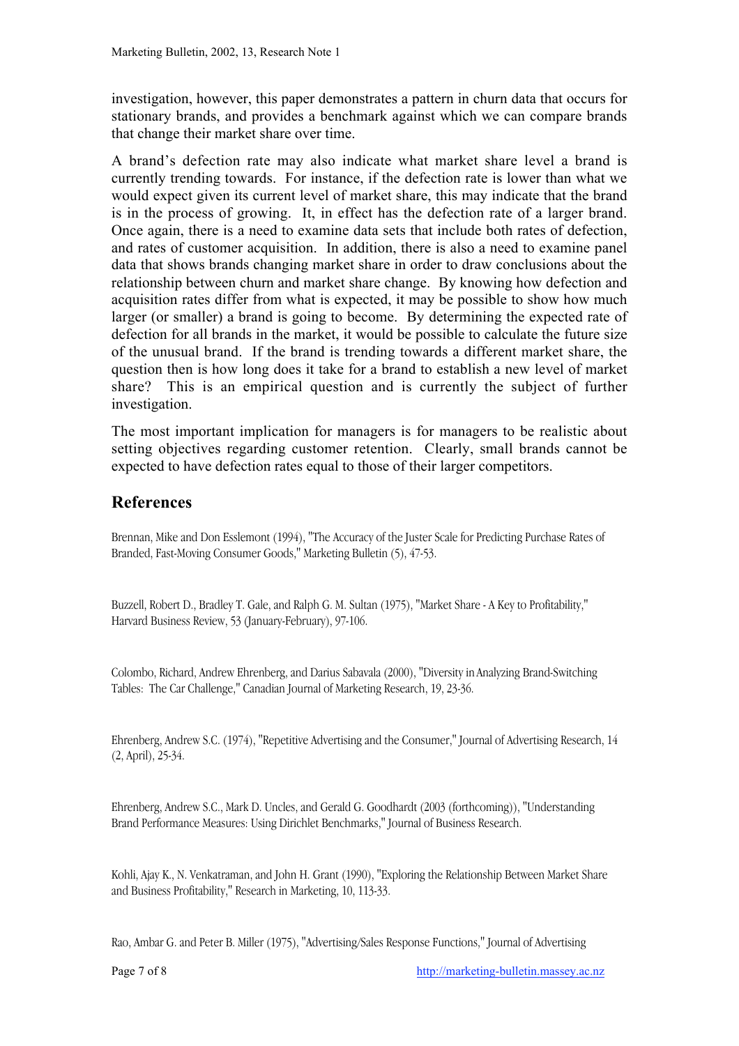investigation, however, this paper demonstrates a pattern in churn data that occurs for stationary brands, and provides a benchmark against which we can compare brands that change their market share over time.

A brand's defection rate may also indicate what market share level a brand is currently trending towards. For instance, if the defection rate is lower than what we would expect given its current level of market share, this may indicate that the brand is in the process of growing. It, in effect has the defection rate of a larger brand. Once again, there is a need to examine data sets that include both rates of defection, and rates of customer acquisition. In addition, there is also a need to examine panel data that shows brands changing market share in order to draw conclusions about the relationship between churn and market share change. By knowing how defection and acquisition rates differ from what is expected, it may be possible to show how much larger (or smaller) a brand is going to become. By determining the expected rate of defection for all brands in the market, it would be possible to calculate the future size of the unusual brand. If the brand is trending towards a different market share, the question then is how long does it take for a brand to establish a new level of market share? This is an empirical question and is currently the subject of further investigation.

The most important implication for managers is for managers to be realistic about setting objectives regarding customer retention. Clearly, small brands cannot be expected to have defection rates equal to those of their larger competitors.

## References

Brennan, Mike and Don Esslemont (1994), "The Accuracy of the Juster Scale for Predicting Purchase Rates of Branded, Fast-Moving Consumer Goods," Marketing Bulletin (5), 47-53.

Buzzell, Robert D., Bradley T. Gale, and Ralph G. M. Sultan (1975), "Market Share - A Key to Profitability," Harvard Business Review, 53 (January-February), 97-106.

Colombo, Richard, Andrew Ehrenberg, and Darius Sabavala (2000), "Diversity in Analyzing Brand-Switching Tables: The Car Challenge," Canadian Journal of Marketing Research, 19, 23-36.

Ehrenberg, Andrew S.C. (1974), "Repetitive Advertising and the Consumer," Journal of Advertising Research, 14 (2, April), 25-34.

Ehrenberg, Andrew S.C., Mark D. Uncles, and Gerald G. Goodhardt (2003 (forthcoming)), "Understanding Brand Performance Measures: Using Dirichlet Benchmarks," Journal of Business Research.

Kohli, Ajay K., N. Venkatraman, and John H. Grant (1990), "Exploring the Relationship Between Market Share and Business Profitability," Research in Marketing, 10, 113-33.

Rao, Ambar G. and Peter B. Miller (1975), "Advertising/Sales Response Functions," Journal of Advertising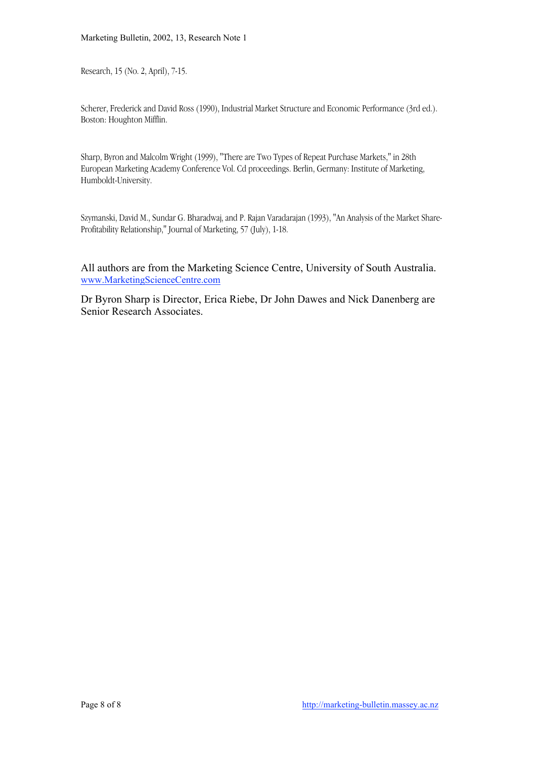Research, 15 (No. 2, April), 7-15.

Scherer, Frederick and David Ross (1990), Industrial Market Structure and Economic Performance (3rd ed.). Boston: Houghton Mifflin.

Sharp, Byron and Malcolm Wright (1999), "There are Two Types of Repeat Purchase Markets," in 28th European Marketing Academy Conference Vol. Cd proceedings. Berlin, Germany: Institute of Marketing, Humboldt-University.

Szymanski, David M., Sundar G. Bharadwaj, and P. Rajan Varadarajan (1993), "An Analysis of the Market Share-Profitability Relationship," Journal of Marketing, 57 (July), 1-18.

All authors are from the Marketing Science Centre, University of South Australia. www.MarketingScienceCentre.com

Dr Byron Sharp is Director, Erica Riebe, Dr John Dawes and Nick Danenberg are Senior Research Associates.